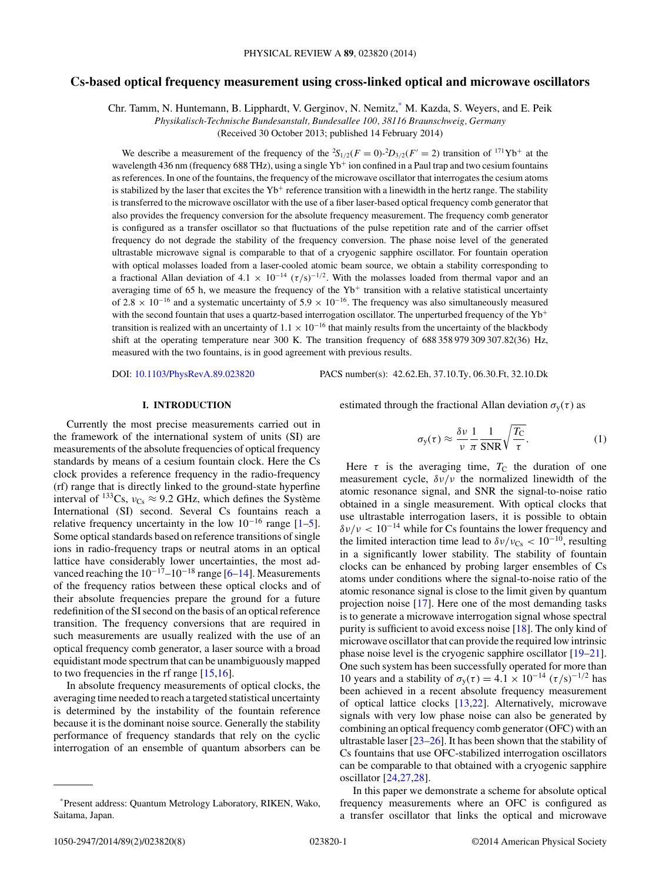# Cs-based optical frequency measurement using cross-linked optical and microwave oscillators

Chr. Tamm, N. Huntemann, B. Lipphardt, V. Gerginov, N. Nemitz,* M. Kazda, S. Weyers, and E. Peik

*Physikalisch-Technische Bundesanstalt, Bundesallee 100, 38116 Braunschweig, Germany*

(Received 30 October 2013; published 14 February 2014)

We describe a measurement of the frequency of the ${}^2S_{1/2}(F=0)$-${}^2D_{3/2}(F'=2)$ transition of ${}^{171}\mathrm{Yb}^+$ at the wavelength 436 nm (frequency 688 THz), using a single $\mathrm{Yb}^+$ ion confined in a Paul trap and two cesium fountains as references. In one of the fountains, the frequency of the microwave oscillator that interrogates the cesium atoms is stabilized by the laser that excites the $\mathrm{Yb}^+$ reference transition with a linewidth in the hertz range. The stability is transferred to the microwave oscillator with the use of a fiber laser-based optical frequency comb generator that also provides the frequency conversion for the absolute frequency measurement. The frequency comb generator is configured as a transfer oscillator so that fluctuations of the pulse repetition rate and of the carrier offset frequency do not degrade the stability of the frequency conversion. The phase noise level of the generated ultrastable microwave signal is comparable to that of a cryogenic sapphire oscillator. For fountain operation with optical molasses loaded from a laser-cooled atomic beam source, we obtain a stability corresponding to a fractional Allan deviation of $4.1 \times 10^{-14}\ (\tau/\mathrm{s})^{-1/2}$. With the molasses loaded from thermal vapor and an averaging time of 65 h, we measure the frequency of the $\mathrm{Yb}^+$ transition with a relative statistical uncertainty of $2.8 \times 10^{-16}$ and a systematic uncertainty of $5.9 \times 10^{-16}$. The frequency was also simultaneously measured with the second fountain that uses a quartz-based interrogation oscillator. The unperturbed frequency of the $\mathrm{Yb}^+$ transition is realized with an uncertainty of $1.1 \times 10^{-16}$ that mainly results from the uncertainty of the blackbody shift at the operating temperature near 300 K. The transition frequency of 688 358 979 309 307.82(36) Hz, measured with the two fountains, is in good agreement with previous results.

DOI: 10.1103/PhysRevA.89.023820 PACS number(s): 42.62.Eh, 37.10.Ty, 06.30.Ft, 32.10.Dk

## I. INTRODUCTION

Currently the most precise measurements carried out in the framework of the international system of units (SI) are measurements of the absolute frequencies of optical frequency standards by means of a cesium fountain clock. Here the Cs clock provides a reference frequency in the radio-frequency (rf) range that is directly linked to the ground-state hyperfine interval of ${}^{133}\mathrm{Cs}$, $\nu_{\mathrm{Cs}} \approx 9.2$ GHz, which defines the Système International (SI) second. Several Cs fountains reach a relative frequency uncertainty in the low $10^{-16}$ range [1–5]. Some optical standards based on reference transitions of single ions in radio-frequency traps or neutral atoms in an optical lattice have considerably lower uncertainties, the most advanced reaching the $10^{-17}$–$10^{-18}$ range [6–14]. Measurements of the frequency ratios between these optical clocks and of their absolute frequencies prepare the ground for a future redefinition of the SI second on the basis of an optical reference transition. The frequency conversions that are required in such measurements are usually realized with the use of an optical frequency comb generator, a laser source with a broad equidistant mode spectrum that can be unambiguously mapped to two frequencies in the rf range [15,16].

In absolute frequency measurements of optical clocks, the averaging time needed to reach a targeted statistical uncertainty is determined by the instability of the fountain reference because it is the dominant noise source. Generally the stability performance of frequency standards that rely on the cyclic interrogation of an ensemble of quantum absorbers can be estimated through the fractional Allan deviation $\sigma_y(\tau)$ as

$$\sigma_y(\tau) \approx \frac{\delta\nu}{\nu}\frac{1}{\pi}\frac{1}{\mathrm{SNR}}\sqrt{\frac{T_C}{\tau}}. \quad (1)$$

Here $\tau$ is the averaging time, $T_C$ the duration of one measurement cycle, $\delta\nu/\nu$ the normalized linewidth of the atomic resonance signal, and SNR the signal-to-noise ratio obtained in a single measurement. With optical clocks that use ultrastable interrogation lasers, it is possible to obtain $\delta\nu/\nu < 10^{-14}$ while for Cs fountains the lower frequency and the limited interaction time lead to $\delta\nu/\nu_{\mathrm{Cs}} < 10^{-10}$, resulting in a significantly lower stability. The stability of fountain clocks can be enhanced by probing larger ensembles of Cs atoms under conditions where the signal-to-noise ratio of the atomic resonance signal is close to the limit given by quantum projection noise [17]. Here one of the most demanding tasks is to generate a microwave interrogation signal whose spectral purity is sufficient to avoid excess noise [18]. The only kind of microwave oscillator that can provide the required low intrinsic phase noise level is the cryogenic sapphire oscillator [19–21]. One such system has been successfully operated for more than 10 years and a stability of $\sigma_y(\tau) = 4.1 \times 10^{-14}\ (\tau/\mathrm{s})^{-1/2}$ has been achieved in a recent absolute frequency measurement of optical lattice clocks [13,22]. Alternatively, microwave signals with very low phase noise can also be generated by combining an optical frequency comb generator (OFC) with an ultrastable laser [23–26]. It has been shown that the stability of Cs fountains that use OFC-stabilized interrogation oscillators can be comparable to that obtained with a cryogenic sapphire oscillator [24,27,28].

In this paper we demonstrate a scheme for absolute optical frequency measurements where an OFC is configured as a transfer oscillator that links the optical and microwave

*Present address: Quantum Metrology Laboratory, RIKEN, Wako, Saitama, Japan.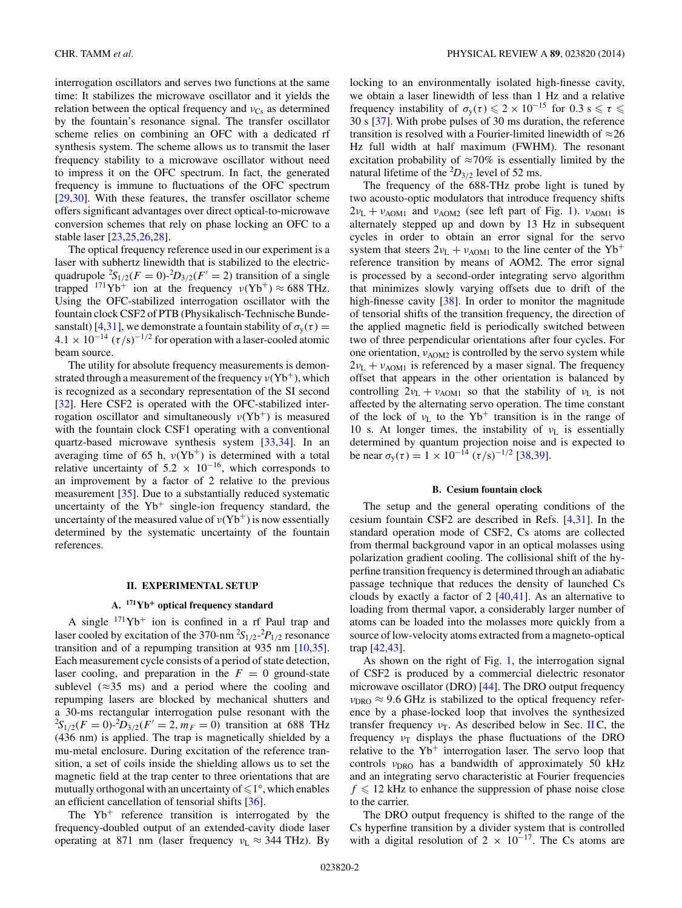interrogation oscillators and serves two functions at the same time: It stabilizes the microwave oscillator and it yields the relation between the optical frequency and $\nu_{\mathrm{Cs}}$ as determined by the fountain's resonance signal. The transfer oscillator scheme relies on combining an OFC with a dedicated rf synthesis system. The scheme allows us to transmit the laser frequency stability to a microwave oscillator without need to impress it on the OFC spectrum. In fact, the generated frequency is immune to fluctuations of the OFC spectrum [29,30]. With these features, the transfer oscillator scheme offers significant advantages over direct optical-to-microwave conversion schemes that rely on phase locking an OFC to a stable laser [23,25,26,28].

The optical frequency reference used in our experiment is a laser with subhertz linewidth that is stabilized to the electric-quadrupole $^2S_{1/2}(F=0)$-$^2D_{3/2}(F'=2)$ transition of a single trapped $^{171}\mathrm{Yb}^+$ ion at the frequency $\nu(\mathrm{Yb}^+) \approx 688$ THz. Using the OFC-stabilized interrogation oscillator with the fountain clock CSF2 of PTB (Physikalisch-Technische Bundesanstalt) [4,31], we demonstrate a fountain stability of $\sigma_y(\tau) = 4.1 \times 10^{-14}\ (\tau/\mathrm{s})^{-1/2}$ for operation with a laser-cooled atomic beam source.

The utility for absolute frequency measurements is demonstrated through a measurement of the frequency $\nu(\mathrm{Yb}^+)$, which is recognized as a secondary representation of the SI second [32]. Here CSF2 is operated with the OFC-stabilized interrogation oscillator and simultaneously $\nu(\mathrm{Yb}^+)$ is measured with the fountain clock CSF1 operating with a conventional quartz-based microwave synthesis system [33,34]. In an averaging time of 65 h, $\nu(\mathrm{Yb}^+)$ is determined with a total relative uncertainty of $5.2 \times 10^{-16}$, which corresponds to an improvement by a factor of 2 relative to the previous measurement [35]. Due to a substantially reduced systematic uncertainty of the $\mathrm{Yb}^+$ single-ion frequency standard, the uncertainty of the measured value of $\nu(\mathrm{Yb}^+)$ is now essentially determined by the systematic uncertainty of the fountain references.

## II. EXPERIMENTAL SETUP

### A. $^{171}\mathrm{Yb}^+$ optical frequency standard

A single $^{171}\mathrm{Yb}^+$ ion is confined in a rf Paul trap and laser cooled by excitation of the 370-nm $^2S_{1/2}$-$^2P_{1/2}$ resonance transition and of a repumping transition at 935 nm [10,35]. Each measurement cycle consists of a period of state detection, laser cooling, and preparation in the $F = 0$ ground-state sublevel ($\approx$35 ms) and a period where the cooling and repumping lasers are blocked by mechanical shutters and a 30-ms rectangular interrogation pulse resonant with the $^2S_{1/2}(F=0)$-$^2D_{3/2}(F'=2, m_F=0)$ transition at 688 THz (436 nm) is applied. The trap is magnetically shielded by a mu-metal enclosure. During excitation of the reference transition, a set of coils inside the shielding allows us to set the magnetic field at the trap center to three orientations that are mutually orthogonal with an uncertainty of $\leqslant 1^\circ$, which enables an efficient cancellation of tensorial shifts [36].

The $\mathrm{Yb}^+$ reference transition is interrogated by the frequency-doubled output of an extended-cavity diode laser operating at 871 nm (laser frequency $\nu_{\mathrm{L}} \approx 344$ THz). By locking to an environmentally isolated high-finesse cavity, we obtain a laser linewidth of less than 1 Hz and a relative frequency instability of $\sigma_y(\tau) \leqslant 2 \times 10^{-15}$ for $0.3\ \mathrm{s} \leqslant \tau \leqslant 30$ s [37]. With probe pulses of 30 ms duration, the reference transition is resolved with a Fourier-limited linewidth of $\approx$26 Hz full width at half maximum (FWHM). The resonant excitation probability of $\approx$70% is essentially limited by the natural lifetime of the $^2D_{3/2}$ level of 52 ms.

The frequency of the 688-THz probe light is tuned by two acousto-optic modulators that introduce frequency shifts $2\nu_{\mathrm{L}} + \nu_{\mathrm{AOM1}}$ and $\nu_{\mathrm{AOM2}}$ (see left part of Fig. 1). $\nu_{\mathrm{AOM1}}$ is alternately stepped up and down by 13 Hz in subsequent cycles in order to obtain an error signal for the servo system that steers $2\nu_{\mathrm{L}} + \nu_{\mathrm{AOM1}}$ to the line center of the $\mathrm{Yb}^+$ reference transition by means of AOM2. The error signal is processed by a second-order integrating servo algorithm that minimizes slowly varying offsets due to drift of the high-finesse cavity [38]. In order to monitor the magnitude of tensorial shifts of the transition frequency, the direction of the applied magnetic field is periodically switched between two of three perpendicular orientations after four cycles. For one orientation, $\nu_{\mathrm{AOM2}}$ is controlled by the servo system while $2\nu_{\mathrm{L}} + \nu_{\mathrm{AOM1}}$ is referenced by a maser signal. The frequency offset that appears in the other orientation is balanced by controlling $2\nu_{\mathrm{L}} + \nu_{\mathrm{AOM1}}$ so that the stability of $\nu_{\mathrm{L}}$ is not affected by the alternating servo operation. The time constant of the lock of $\nu_{\mathrm{L}}$ to the $\mathrm{Yb}^+$ transition is in the range of 10 s. At longer times, the instability of $\nu_{\mathrm{L}}$ is essentially determined by quantum projection noise and is expected to be near $\sigma_y(\tau) = 1 \times 10^{-14}\ (\tau/\mathrm{s})^{-1/2}$ [38,39].

### B. Cesium fountain clock

The setup and the general operating conditions of the cesium fountain CSF2 are described in Refs. [4,31]. In the standard operation mode of CSF2, Cs atoms are collected from thermal background vapor in an optical molasses using polarization gradient cooling. The collisional shift of the hyperfine transition frequency is determined through an adiabatic passage technique that reduces the density of launched Cs clouds by exactly a factor of 2 [40,41]. As an alternative to loading from thermal vapor, a considerably larger number of atoms can be loaded into the molasses more quickly from a source of low-velocity atoms extracted from a magneto-optical trap [42,43].

As shown on the right of Fig. 1, the interrogation signal of CSF2 is produced by a commercial dielectric resonator microwave oscillator (DRO) [44]. The DRO output frequency $\nu_{\mathrm{DRO}} \approx 9.6$ GHz is stabilized to the optical frequency reference by a phase-locked loop that involves the synthesized transfer frequency $\nu_{\mathrm{T}}$. As described below in Sec. II C, the frequency $\nu_{\mathrm{T}}$ displays the phase fluctuations of the DRO relative to the $\mathrm{Yb}^+$ interrogation laser. The servo loop that controls $\nu_{\mathrm{DRO}}$ has a bandwidth of approximately 50 kHz and an integrating servo characteristic at Fourier frequencies $f \leqslant 12$ kHz to enhance the suppression of phase noise close to the carrier.

The DRO output frequency is shifted to the range of the Cs hyperfine transition by a divider system that is controlled with a digital resolution of $2 \times 10^{-17}$. The Cs atoms are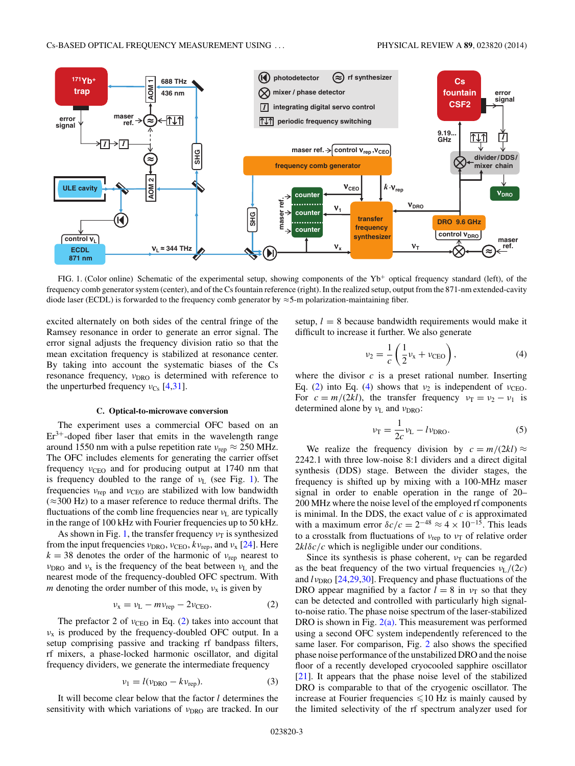FIG. 1. (Color online) Schematic of the experimental setup, showing components of the $Yb^+$ optical frequency standard (left), of the frequency comb generator system (center), and of the Cs fountain reference (right). In the realized setup, output from the 871-nm extended-cavity diode laser (ECDL) is forwarded to the frequency comb generator by ≈5-m polarization-maintaining fiber.

excited alternately on both sides of the central fringe of the Ramsey resonance in order to generate an error signal. The error signal adjusts the frequency division ratio so that the mean excitation frequency is stabilized at resonance center. By taking into account the systematic biases of the Cs resonance frequency, $\nu_{\mathrm{DRO}}$ is determined with reference to the unperturbed frequency $\nu_{\mathrm{Cs}}$ [4,31].

### C. Optical-to-microwave conversion

The experiment uses a commercial OFC based on an $Er^{3+}$-doped fiber laser that emits in the wavelength range around 1550 nm with a pulse repetition rate $\nu_{\mathrm{rep}} \approx 250$ MHz. The OFC includes elements for generating the carrier offset frequency $\nu_{\mathrm{CEO}}$ and for producing output at 1740 nm that is frequency doubled to the range of $\nu_{\mathrm{L}}$ (see Fig. 1). The frequencies $\nu_{\mathrm{rep}}$ and $\nu_{\mathrm{CEO}}$ are stabilized with low bandwidth (≈300 Hz) to a maser reference to reduce thermal drifts. The fluctuations of the comb line frequencies near $\nu_{\mathrm{L}}$ are typically in the range of 100 kHz with Fourier frequencies up to 50 kHz.

As shown in Fig. 1, the transfer frequency $\nu_{\mathrm{T}}$ is synthesized from the input frequencies $\nu_{\mathrm{DRO}}$, $\nu_{\mathrm{CEO}}$, $k\nu_{\mathrm{rep}}$, and $\nu_{\mathrm{x}}$ [24]. Here $k = 38$ denotes the order of the harmonic of $\nu_{\mathrm{rep}}$ nearest to $\nu_{\mathrm{DRO}}$ and $\nu_{\mathrm{x}}$ is the frequency of the beat between $\nu_{\mathrm{L}}$ and the nearest mode of the frequency-doubled OFC spectrum. With $m$ denoting the order number of this mode, $\nu_{\mathrm{x}}$ is given by

$$\nu_{\mathrm{x}} = \nu_{\mathrm{L}} - m\nu_{\mathrm{rep}} - 2\nu_{\mathrm{CEO}}. \tag{2}$$

The prefactor 2 of $\nu_{\mathrm{CEO}}$ in Eq. (2) takes into account that $\nu_{\mathrm{x}}$ is produced by the frequency-doubled OFC output. In a setup comprising passive and tracking rf bandpass filters, rf mixers, a phase-locked harmonic oscillator, and digital frequency dividers, we generate the intermediate frequency

$$\nu_1 = l(\nu_{\mathrm{DRO}} - k\nu_{\mathrm{rep}}). \tag{3}$$

It will become clear below that the factor $l$ determines the sensitivity with which variations of $\nu_{\mathrm{DRO}}$ are tracked. In our setup, $l = 8$ because bandwidth requirements would make it difficult to increase it further. We also generate

$$\nu_2 = \frac{1}{c}\left(\frac{1}{2}\nu_{\mathrm{x}} + \nu_{\mathrm{CEO}}\right), \tag{4}$$

where the divisor $c$ is a preset rational number. Inserting Eq. (2) into Eq. (4) shows that $\nu_2$ is independent of $\nu_{\mathrm{CEO}}$. For $c = m/(2kl)$, the transfer frequency $\nu_{\mathrm{T}} = \nu_2 - \nu_1$ is determined alone by $\nu_{\mathrm{L}}$ and $\nu_{\mathrm{DRO}}$:

$$\nu_{\mathrm{T}} = \frac{1}{2c}\nu_{\mathrm{L}} - l\nu_{\mathrm{DRO}}. \tag{5}$$

We realize the frequency division by $c = m/(2kl) \approx 2242.1$ with three low-noise 8:1 dividers and a direct digital synthesis (DDS) stage. Between the divider stages, the frequency is shifted up by mixing with a 100-MHz maser signal in order to enable operation in the range of 20–200 MHz where the noise level of the employed rf components is minimal. In the DDS, the exact value of $c$ is approximated with a maximum error $\delta c/c = 2^{-48} \approx 4 \times 10^{-15}$. This leads to a crosstalk from fluctuations of $\nu_{\mathrm{rep}}$ to $\nu_{\mathrm{T}}$ of relative order $2kl\delta c/c$ which is negligible under our conditions.

Since its synthesis is phase coherent, $\nu_{\mathrm{T}}$ can be regarded as the beat frequency of the two virtual frequencies $\nu_{\mathrm{L}}/(2c)$ and $l\nu_{\mathrm{DRO}}$ [24,29,30]. Frequency and phase fluctuations of the DRO appear magnified by a factor $l = 8$ in $\nu_{\mathrm{T}}$ so that they can be detected and controlled with particularly high signal-to-noise ratio. The phase noise spectrum of the laser-stabilized DRO is shown in Fig. 2(a). This measurement was performed using a second OFC system independently referenced to the same laser. For comparison, Fig. 2 also shows the specified phase noise performance of the unstabilized DRO and the noise floor of a recently developed cryocooled sapphire oscillator [21]. It appears that the phase noise level of the stabilized DRO is comparable to that of the cryogenic oscillator. The increase at Fourier frequencies ⩽10 Hz is mainly caused by the limited selectivity of the rf spectrum analyzer used for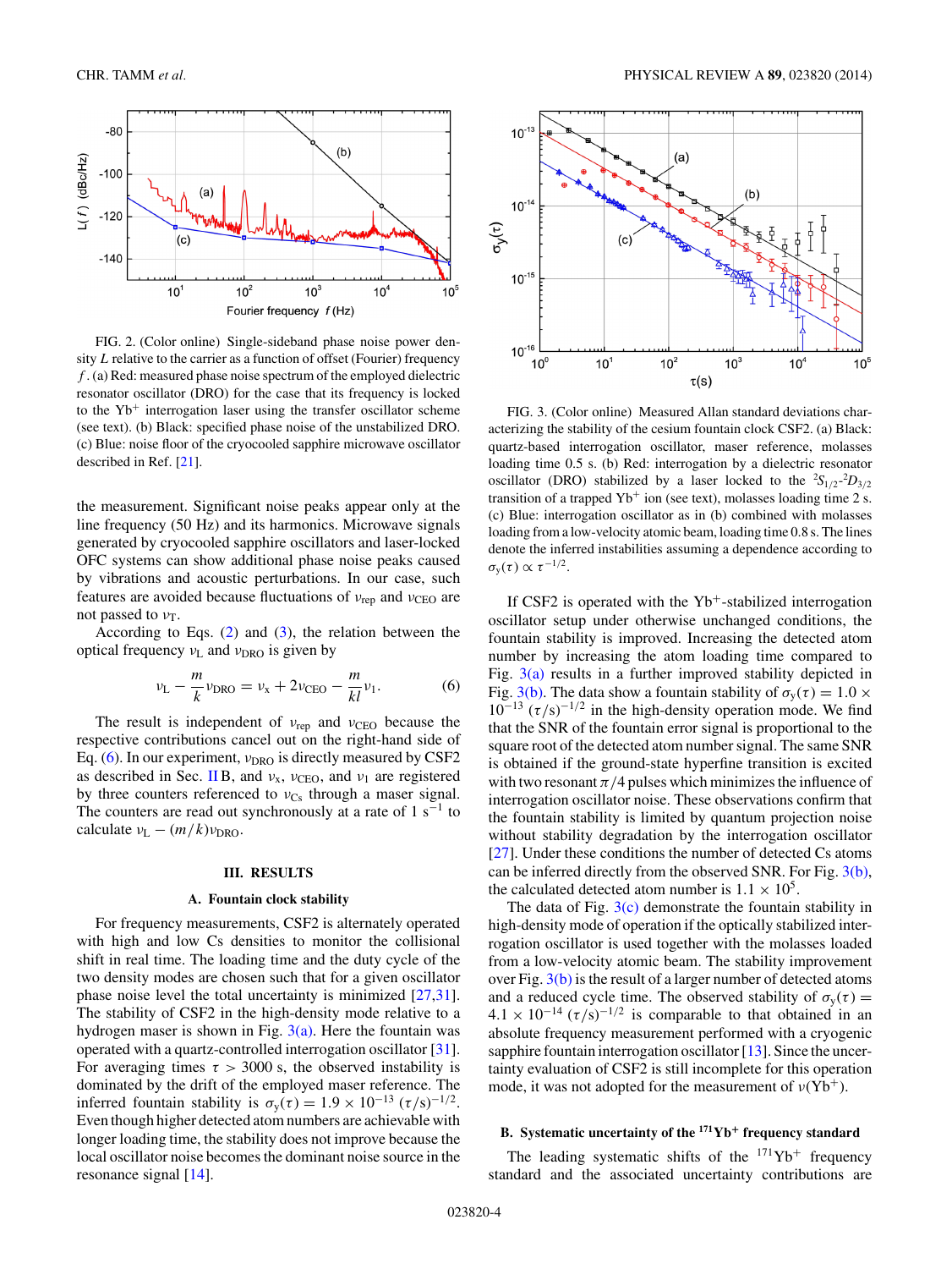FIG. 2. (Color online) Single-sideband phase noise power density $L$ relative to the carrier as a function of offset (Fourier) frequency $f$. (a) Red: measured phase noise spectrum of the employed dielectric resonator oscillator (DRO) for the case that its frequency is locked to the $Yb^+$ interrogation laser using the transfer oscillator scheme (see text). (b) Black: specified phase noise of the unstabilized DRO. (c) Blue: noise floor of the cryocooled sapphire microwave oscillator described in Ref. [21].

the measurement. Significant noise peaks appear only at the line frequency (50 Hz) and its harmonics. Microwave signals generated by cryocooled sapphire oscillators and laser-locked OFC systems can show additional phase noise peaks caused by vibrations and acoustic perturbations. In our case, such features are avoided because fluctuations of $\nu_{\mathrm{rep}}$ and $\nu_{\mathrm{CEO}}$ are not passed to $\nu_{\mathrm{T}}$.

According to Eqs. (2) and (3), the relation between the optical frequency $\nu_{\mathrm{L}}$ and $\nu_{\mathrm{DRO}}$ is given by

$$\nu_{\mathrm{L}} - \frac{m}{k}\nu_{\mathrm{DRO}} = \nu_{\mathrm{x}} + 2\nu_{\mathrm{CEO}} - \frac{m}{kl}\nu_1. \tag{6}$$

The result is independent of $\nu_{\mathrm{rep}}$ and $\nu_{\mathrm{CEO}}$ because the respective contributions cancel out on the right-hand side of Eq. (6). In our experiment, $\nu_{\mathrm{DRO}}$ is directly measured by CSF2 as described in Sec. II B, and $\nu_{\mathrm{x}}$, $\nu_{\mathrm{CEO}}$, and $\nu_1$ are registered by three counters referenced to $\nu_{\mathrm{Cs}}$ through a maser signal. The counters are read out synchronously at a rate of 1 $\mathrm{s}^{-1}$ to calculate $\nu_{\mathrm{L}} - (m/k)\nu_{\mathrm{DRO}}$.

## III. RESULTS

### A. Fountain clock stability

For frequency measurements, CSF2 is alternately operated with high and low Cs densities to monitor the collisional shift in real time. The loading time and the duty cycle of the two density modes are chosen such that for a given oscillator phase noise level the total uncertainty is minimized [27,31]. The stability of CSF2 in the high-density mode relative to a hydrogen maser is shown in Fig. 3(a). Here the fountain was operated with a quartz-controlled interrogation oscillator [31]. For averaging times $\tau > 3000$ s, the observed instability is dominated by the drift of the employed maser reference. The inferred fountain stability is $\sigma_y(\tau) = 1.9 \times 10^{-13}\,(\tau/\mathrm{s})^{-1/2}$. Even though higher detected atom numbers are achievable with longer loading time, the stability does not improve because the local oscillator noise becomes the dominant noise source in the resonance signal [14].

FIG. 3. (Color online) Measured Allan standard deviations characterizing the stability of the cesium fountain clock CSF2. (a) Black: quartz-based interrogation oscillator, maser reference, molasses loading time 0.5 s. (b) Red: interrogation by a dielectric resonator oscillator (DRO) stabilized by a laser locked to the $^2S_{1/2}$-$^2D_{3/2}$ transition of a trapped $Yb^+$ ion (see text), molasses loading time 2 s. (c) Blue: interrogation oscillator as in (b) combined with molasses loading from a low-velocity atomic beam, loading time 0.8 s. The lines denote the inferred instabilities assuming a dependence according to $\sigma_y(\tau) \propto \tau^{-1/2}$.

If CSF2 is operated with the $Yb^+$-stabilized interrogation oscillator setup under otherwise unchanged conditions, the fountain stability is improved. Increasing the detected atom number by increasing the atom loading time compared to Fig. 3(a) results in a further improved stability depicted in Fig. 3(b). The data show a fountain stability of $\sigma_y(\tau) = 1.0 \times 10^{-13}\,(\tau/\mathrm{s})^{-1/2}$ in the high-density operation mode. We find that the SNR of the fountain error signal is proportional to the square root of the detected atom number signal. The same SNR is obtained if the ground-state hyperfine transition is excited with two resonant $\pi/4$ pulses which minimizes the influence of interrogation oscillator noise. These observations confirm that the fountain stability is limited by quantum projection noise without stability degradation by the interrogation oscillator [27]. Under these conditions the number of detected Cs atoms can be inferred directly from the observed SNR. For Fig. 3(b), the calculated detected atom number is $1.1 \times 10^5$.

The data of Fig. 3(c) demonstrate the fountain stability in high-density mode of operation if the optically stabilized interrogation oscillator is used together with the molasses loaded from a low-velocity atomic beam. The stability improvement over Fig. 3(b) is the result of a larger number of detected atoms and a reduced cycle time. The observed stability of $\sigma_y(\tau) = 4.1 \times 10^{-14}\,(\tau/\mathrm{s})^{-1/2}$ is comparable to that obtained in an absolute frequency measurement performed with a cryogenic sapphire fountain interrogation oscillator [13]. Since the uncertainty evaluation of CSF2 is still incomplete for this operation mode, it was not adopted for the measurement of $\nu(Yb^+)$.

### B. Systematic uncertainty of the $^{171}Yb^+$ frequency standard

The leading systematic shifts of the $^{171}Yb^+$ frequency standard and the associated uncertainty contributions are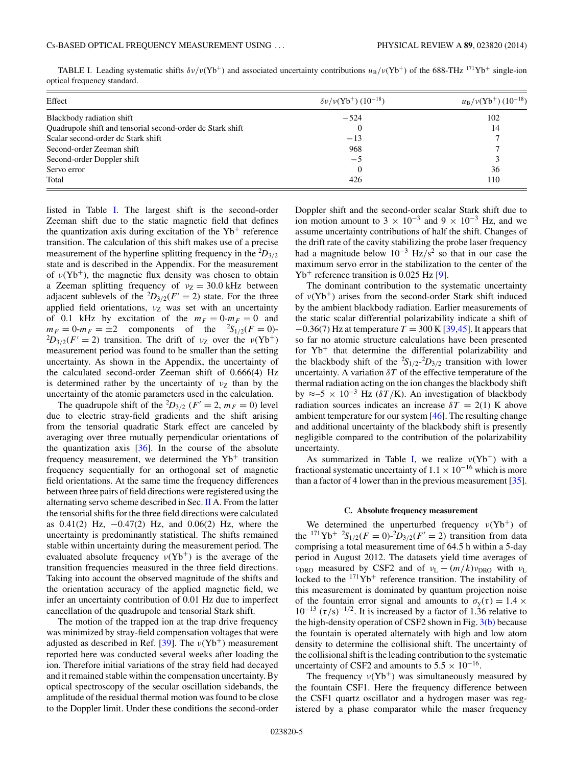TABLE I. Leading systematic shifts $\delta\nu/\nu(\text{Yb}^+)$ and associated uncertainty contributions $u_B/\nu(\text{Yb}^+)$ of the 688-THz $^{171}\text{Yb}^+$ single-ion optical frequency standard.

| Effect | $\delta\nu/\nu(\text{Yb}^+)$ $(10^{-18})$ | $u_B/\nu(\text{Yb}^+)$ $(10^{-18})$ |
|---|---|---|
| Blackbody radiation shift | −524 | 102 |
| Quadrupole shift and tensorial second-order dc Stark shift | 0 | 14 |
| Scalar second-order dc Stark shift | −13 | 7 |
| Second-order Zeeman shift | 968 | 7 |
| Second-order Doppler shift | −5 | 3 |
| Servo error | 0 | 36 |
| Total | 426 | 110 |

listed in Table I. The largest shift is the second-order Zeeman shift due to the static magnetic field that defines the quantization axis during excitation of the $\text{Yb}^+$ reference transition. The calculation of this shift makes use of a precise measurement of the hyperfine splitting frequency in the $^2D_{3/2}$ state and is described in the Appendix. For the measurement of $\nu(\text{Yb}^+)$, the magnetic flux density was chosen to obtain a Zeeman splitting frequency of $\nu_Z = 30.0$ kHz between adjacent sublevels of the $^2D_{3/2}(F' = 2)$ state. For the three applied field orientations, $\nu_Z$ was set with an uncertainty of 0.1 kHz by excitation of the $m_F = 0$-$m_F = 0$ and $m_F = 0$-$m_F = \pm 2$ components of the $^2S_{1/2}(F = 0)$-$^2D_{3/2}(F' = 2)$ transition. The drift of $\nu_Z$ over the $\nu(\text{Yb}^+)$ measurement period was found to be smaller than the setting uncertainty. As shown in the Appendix, the uncertainty of the calculated second-order Zeeman shift of 0.666(4) Hz is determined rather by the uncertainty of $\nu_Z$ than by the uncertainty of the atomic parameters used in the calculation.

The quadrupole shift of the $^2D_{3/2}$ $(F' = 2, m_F = 0)$ level due to electric stray-field gradients and the shift arising from the tensorial quadratic Stark effect are canceled by averaging over three mutually perpendicular orientations of the quantization axis [36]. In the course of the absolute frequency measurement, we determined the $\text{Yb}^+$ transition frequency sequentially for an orthogonal set of magnetic field orientations. At the same time the frequency differences between three pairs of field directions were registered using the alternating servo scheme described in Sec. II A. From the latter the tensorial shifts for the three field directions were calculated as 0.41(2) Hz, −0.47(2) Hz, and 0.06(2) Hz, where the uncertainty is predominantly statistical. The shifts remained stable within uncertainty during the measurement period. The evaluated absolute frequency $\nu(\text{Yb}^+)$ is the average of the transition frequencies measured in the three field directions. Taking into account the observed magnitude of the shifts and the orientation accuracy of the applied magnetic field, we infer an uncertainty contribution of 0.01 Hz due to imperfect cancellation of the quadrupole and tensorial Stark shift.

The motion of the trapped ion at the trap drive frequency was minimized by stray-field compensation voltages that were adjusted as described in Ref. [39]. The $\nu(\text{Yb}^+)$ measurement reported here was conducted several weeks after loading the ion. Therefore initial variations of the stray field had decayed and it remained stable within the compensation uncertainty. By optical spectroscopy of the secular oscillation sidebands, the amplitude of the residual thermal motion was found to be close to the Doppler limit. Under these conditions the second-order Doppler shift and the second-order scalar Stark shift due to ion motion amount to $3 \times 10^{-3}$ and $9 \times 10^{-3}$ Hz, and we assume uncertainty contributions of half the shift. Changes of the drift rate of the cavity stabilizing the probe laser frequency had a magnitude below $10^{-3}$ Hz/s$^2$ so that in our case the maximum servo error in the stabilization to the center of the $\text{Yb}^+$ reference transition is 0.025 Hz [9].

The dominant contribution to the systematic uncertainty of $\nu(\text{Yb}^+)$ arises from the second-order Stark shift induced by the ambient blackbody radiation. Earlier measurements of the static scalar differential polarizability indicate a shift of −0.36(7) Hz at temperature $T = 300$ K [39,45]. It appears that so far no atomic structure calculations have been presented for $\text{Yb}^+$ that determine the differential polarizability and the blackbody shift of the $^2S_{1/2}$-$^2D_{3/2}$ transition with lower uncertainty. A variation $\delta T$ of the effective temperature of the thermal radiation acting on the ion changes the blackbody shift by $\approx -5 \times 10^{-3}$ Hz $(\delta T/\text{K})$. An investigation of blackbody radiation sources indicates an increase $\delta T = 2(1)$ K above ambient temperature for our system [46]. The resulting change and additional uncertainty of the blackbody shift is presently negligible compared to the contribution of the polarizability uncertainty.

As summarized in Table I, we realize $\nu(\text{Yb}^+)$ with a fractional systematic uncertainty of $1.1 \times 10^{-16}$ which is more than a factor of 4 lower than in the previous measurement [35].

### C. Absolute frequency measurement

We determined the unperturbed frequency $\nu(\text{Yb}^+)$ of the $^{171}\text{Yb}^+$ $^2S_{1/2}(F = 0)$-$^2D_{3/2}(F' = 2)$ transition from data comprising a total measurement time of 64.5 h within a 5-day period in August 2012. The datasets yield time averages of $\nu_{\text{DRO}}$ measured by CSF2 and of $\nu_L - (m/k)\nu_{\text{DRO}}$ with $\nu_L$ locked to the $^{171}\text{Yb}^+$ reference transition. The instability of this measurement is dominated by quantum projection noise of the fountain error signal and amounts to $\sigma_y(\tau) = 1.4 \times 10^{-13}$ $(\tau/\text{s})^{-1/2}$. It is increased by a factor of 1.36 relative to the high-density operation of CSF2 shown in Fig. 3(b) because the fountain is operated alternately with high and low atom density to determine the collisional shift. The uncertainty of the collisional shift is the leading contribution to the systematic uncertainty of CSF2 and amounts to $5.5 \times 10^{-16}$.

The frequency $\nu(\text{Yb}^+)$ was simultaneously measured by the fountain CSF1. Here the frequency difference between the CSF1 quartz oscillator and a hydrogen maser was registered by a phase comparator while the maser frequency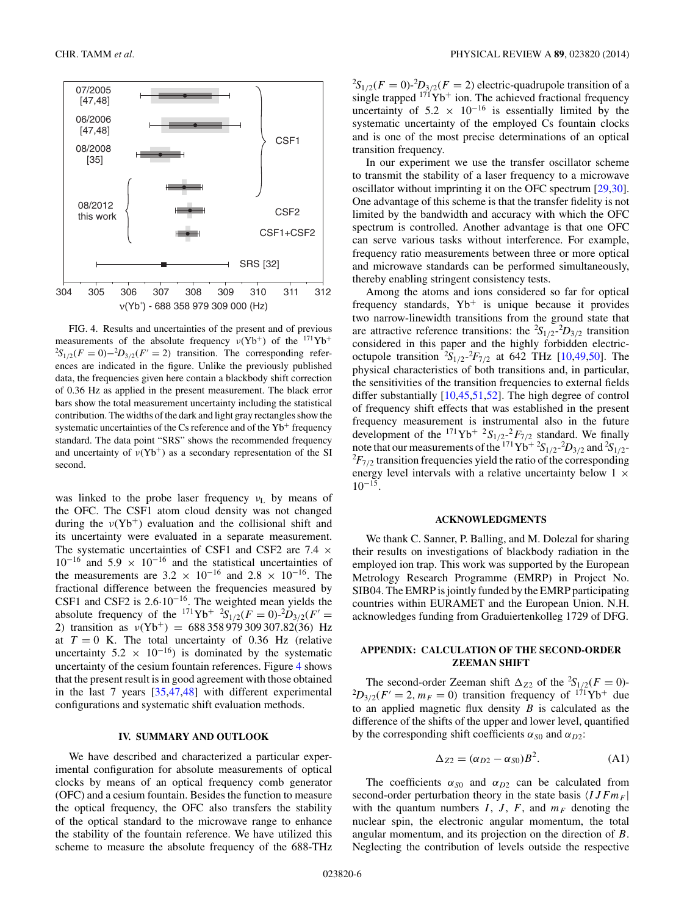FIG. 4. Results and uncertainties of the present and of previous measurements of the absolute frequency $\nu(\text{Yb}^+)$ of the $^{171}\text{Yb}^+$ $^2S_{1/2}(F=0)$–$^2D_{3/2}(F'=2)$ transition. The corresponding references are indicated in the figure. Unlike the previously published data, the frequencies given here contain a blackbody shift correction of 0.36 Hz as applied in the present measurement. The black error bars show the total measurement uncertainty including the statistical contribution. The widths of the dark and light gray rectangles show the systematic uncertainties of the Cs reference and of the $\text{Yb}^+$ frequency standard. The data point "SRS" shows the recommended frequency and uncertainty of $\nu(\text{Yb}^+)$ as a secondary representation of the SI second.

was linked to the probe laser frequency $\nu_L$ by means of the OFC. The CSF1 atom cloud density was not changed during the $\nu(\text{Yb}^+)$ evaluation and the collisional shift and its uncertainty were evaluated in a separate measurement. The systematic uncertainties of CSF1 and CSF2 are $7.4 \times 10^{-16}$ and $5.9 \times 10^{-16}$ and the statistical uncertainties of the measurements are $3.2 \times 10^{-16}$ and $2.8 \times 10^{-16}$. The fractional difference between the frequencies measured by CSF1 and CSF2 is $2.6{\cdot}10^{-16}$. The weighted mean yields the absolute frequency of the $^{171}\text{Yb}^+$ $^2S_{1/2}(F=0)$-$^2D_{3/2}(F'=2)$ transition as $\nu(\text{Yb}^+) = 688\,358\,979\,309\,307.82(36)$ Hz at $T = 0$ K. The total uncertainty of 0.36 Hz (relative uncertainty $5.2 \times 10^{-16}$) is dominated by the systematic uncertainty of the cesium fountain references. Figure 4 shows that the present result is in good agreement with those obtained in the last 7 years [35,47,48] with different experimental configurations and systematic shift evaluation methods.

## IV. SUMMARY AND OUTLOOK

We have described and characterized a particular experimental configuration for absolute measurements of optical clocks by means of an optical frequency comb generator (OFC) and a cesium fountain. Besides the function to measure the optical frequency, the OFC also transfers the stability of the optical standard to the microwave range to enhance the stability of the fountain reference. We have utilized this scheme to measure the absolute frequency of the 688-THz $^2S_{1/2}(F=0)$-$^2D_{3/2}(F=2)$ electric-quadrupole transition of a single trapped $^{171}\text{Yb}^+$ ion. The achieved fractional frequency uncertainty of $5.2 \times 10^{-16}$ is essentially limited by the systematic uncertainty of the employed Cs fountain clocks and is one of the most precise determinations of an optical transition frequency.

In our experiment we use the transfer oscillator scheme to transmit the stability of a laser frequency to a microwave oscillator without imprinting it on the OFC spectrum [29,30]. One advantage of this scheme is that the transfer fidelity is not limited by the bandwidth and accuracy with which the OFC spectrum is controlled. Another advantage is that one OFC can serve various tasks without interference. For example, frequency ratio measurements between three or more optical and microwave standards can be performed simultaneously, thereby enabling stringent consistency tests.

Among the atoms and ions considered so far for optical frequency standards, $\text{Yb}^+$ is unique because it provides two narrow-linewidth transitions from the ground state that are attractive reference transitions: the $^2S_{1/2}$-$^2D_{3/2}$ transition considered in this paper and the highly forbidden electric-octupole transition $^2S_{1/2}$-$^2F_{7/2}$ at 642 THz [10,49,50]. The physical characteristics of both transitions and, in particular, the sensitivities of the transition frequencies to external fields differ substantially [10,45,51,52]. The high degree of control of frequency shift effects that was established in the present frequency measurement is instrumental also in the future development of the $^{171}\text{Yb}^+$ $^2S_{1/2}$-$^2F_{7/2}$ standard. We finally note that our measurements of the $^{171}\text{Yb}^+$ $^2S_{1/2}$-$^2D_{3/2}$ and $^2S_{1/2}$-$^2F_{7/2}$ transition frequencies yield the ratio of the corresponding energy level intervals with a relative uncertainty below $1 \times 10^{-15}$.

## ACKNOWLEDGMENTS

We thank C. Sanner, P. Balling, and M. Dolezal for sharing their results on investigations of blackbody radiation in the employed ion trap. This work was supported by the European Metrology Research Programme (EMRP) in Project No. SIB04. The EMRP is jointly funded by the EMRP participating countries within EURAMET and the European Union. N.H. acknowledges funding from Graduiertenkolleg 1729 of DFG.

## APPENDIX: CALCULATION OF THE SECOND-ORDER ZEEMAN SHIFT

The second-order Zeeman shift $\Delta_{Z2}$ of the $^2S_{1/2}(F=0)$-$^2D_{3/2}(F'=2, m_F=0)$ transition frequency of $^{171}\text{Yb}^+$ due to an applied magnetic flux density $B$ is calculated as the difference of the shifts of the upper and lower level, quantified by the corresponding shift coefficients $\alpha_{S0}$ and $\alpha_{D2}$:

$$\Delta_{Z2} = (\alpha_{D2} - \alpha_{S0})B^2. \tag{A1}$$

The coefficients $\alpha_{S0}$ and $\alpha_{D2}$ can be calculated from second-order perturbation theory in the state basis $\langle I J F m_F|$ with the quantum numbers $I$, $J$, $F$, and $m_F$ denoting the nuclear spin, the electronic angular momentum, the total angular momentum, and its projection on the direction of $B$. Neglecting the contribution of levels outside the respective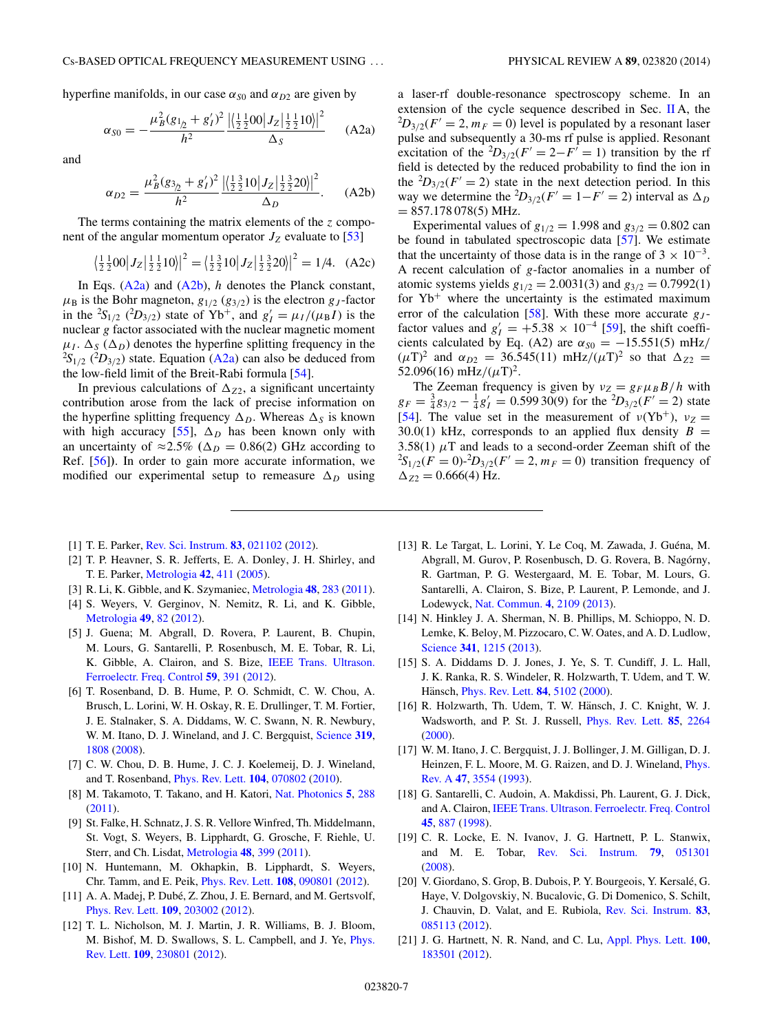hyperfine manifolds, in our case $\alpha_{S0}$ and $\alpha_{D2}$ are given by

$$\alpha_{S0} = -\frac{\mu_B^2(g_{1/2} + g_I')^2}{h^2} \frac{\left|\left\langle \frac{1}{2}\frac{1}{2}00\right| J_Z \left|\frac{1}{2}\frac{1}{2}10\right\rangle\right|^2}{\Delta_S} \quad \text{(A2a)}$$

and

$$\alpha_{D2} = \frac{\mu_B^2(g_{3/2} + g_I')^2}{h^2} \frac{\left|\left\langle \frac{1}{2}\frac{3}{2}10\right| J_Z \left|\frac{1}{2}\frac{3}{2}20\right\rangle\right|^2}{\Delta_D}. \quad \text{(A2b)}$$

The terms containing the matrix elements of the $z$ component of the angular momentum operator $J_Z$ evaluate to [53]

$$\left|\left\langle \tfrac{1}{2}\tfrac{1}{2}00\right| J_Z \left|\tfrac{1}{2}\tfrac{1}{2}10\right\rangle\right|^2 = \left|\left\langle \tfrac{1}{2}\tfrac{3}{2}10\right| J_Z \left|\tfrac{1}{2}\tfrac{3}{2}20\right\rangle\right|^2 = 1/4. \quad \text{(A2c)}$$

In Eqs. (A2a) and (A2b), $h$ denotes the Planck constant, $\mu_B$ is the Bohr magneton, $g_{1/2}$ ($g_{3/2}$) is the electron $g_J$-factor in the $^2S_{1/2}$ ($^2D_{3/2}$) state of Yb$^+$, and $g_I' = \mu_I/(\mu_B I)$ is the nuclear $g$ factor associated with the nuclear magnetic moment $\mu_I$. $\Delta_S$ ($\Delta_D$) denotes the hyperfine splitting frequency in the $^2S_{1/2}$ ($^2D_{3/2}$) state. Equation (A2a) can also be deduced from the low-field limit of the Breit-Rabi formula [54].

In previous calculations of $\Delta_{Z2}$, a significant uncertainty contribution arose from the lack of precise information on the hyperfine splitting frequency $\Delta_D$. Whereas $\Delta_S$ is known with high accuracy [55], $\Delta_D$ has been known only with an uncertainty of $\approx 2.5\%$ ($\Delta_D = 0.86(2)$ GHz according to Ref. [56]). In order to gain more accurate information, we modified our experimental setup to remeasure $\Delta_D$ using a laser-rf double-resonance spectroscopy scheme. In an extension of the cycle sequence described in Sec. II A, the $^2D_{3/2}(F' = 2, m_F = 0)$ level is populated by a resonant laser pulse and subsequently a 30-ms rf pulse is applied. Resonant excitation of the $^2D_{3/2}(F' = 2 - F' = 1)$ transition by the rf field is detected by the reduced probability to find the ion in the $^2D_{3/2}(F' = 2)$ state in the next detection period. In this way we determine the $^2D_{3/2}(F' = 1 - F' = 2)$ interval as $\Delta_D = 857.178\,078(5)$ MHz.

Experimental values of $g_{1/2} = 1.998$ and $g_{3/2} = 0.802$ can be found in tabulated spectroscopic data [57]. We estimate that the uncertainty of those data is in the range of $3 \times 10^{-3}$. A recent calculation of $g$-factor anomalies in a number of atomic systems yields $g_{1/2} = 2.0031(3)$ and $g_{3/2} = 0.7992(1)$ for Yb$^+$ where the uncertainty is the estimated maximum error of the calculation [58]. With these more accurate $g_J$-factor values and $g_I' = +5.38 \times 10^{-4}$ [59], the shift coefficients calculated by Eq. (A2) are $\alpha_{S0} = -15.551(5)$ mHz/$(\mu\text{T})^2$ and $\alpha_{D2} = 36.545(11)$ mHz/$(\mu\text{T})^2$ so that $\Delta_{Z2} = 52.096(16)$ mHz/$(\mu\text{T})^2$.

The Zeeman frequency is given by $\nu_Z = g_F \mu_B B/h$ with $g_F = \frac{3}{4}g_{3/2} - \frac{1}{4}g_I' = 0.599\,30(9)$ for the $^2D_{3/2}(F' = 2)$ state [54]. The value set in the measurement of $\nu(\text{Yb}^+)$, $\nu_Z = 30.0(1)$ kHz, corresponds to an applied flux density $B = 3.58(1)$ $\mu$T and leads to a second-order Zeeman shift of the $^2S_{1/2}(F = 0)$-$^2D_{3/2}(F' = 2, m_F = 0)$ transition frequency of $\Delta_{Z2} = 0.666(4)$ Hz.

---

[1] T. E. Parker, Rev. Sci. Instrum. **83**, 021102 (2012).

[2] T. P. Heavner, S. R. Jefferts, E. A. Donley, J. H. Shirley, and T. E. Parker, Metrologia **42**, 411 (2005).

[3] R. Li, K. Gibble, and K. Szymaniec, Metrologia **48**, 283 (2011).

[4] S. Weyers, V. Gerginov, N. Nemitz, R. Li, and K. Gibble, Metrologia **49**, 82 (2012).

[5] J. Guena; M. Abgrall, D. Rovera, P. Laurent, B. Chupin, M. Lours, G. Santarelli, P. Rosenbusch, M. E. Tobar, R. Li, K. Gibble, A. Clairon, and S. Bize, IEEE Trans. Ultrason. Ferroelectr. Freq. Control **59**, 391 (2012).

[6] T. Rosenband, D. B. Hume, P. O. Schmidt, C. W. Chou, A. Brusch, L. Lorini, W. H. Oskay, R. E. Drullinger, T. M. Fortier, J. E. Stalnaker, S. A. Diddams, W. C. Swann, N. R. Newbury, W. M. Itano, D. J. Wineland, and J. C. Bergquist, Science **319**, 1808 (2008).

[7] C. W. Chou, D. B. Hume, J. C. J. Koelemeij, D. J. Wineland, and T. Rosenband, Phys. Rev. Lett. **104**, 070802 (2010).

[8] M. Takamoto, T. Takano, and H. Katori, Nat. Photonics **5**, 288 (2011).

[9] St. Falke, H. Schnatz, J. S. R. Vellore Winfred, Th. Middelmann, St. Vogt, S. Weyers, B. Lipphardt, G. Grosche, F. Riehle, U. Sterr, and Ch. Lisdat, Metrologia **48**, 399 (2011).

[10] N. Huntemann, M. Okhapkin, B. Lipphardt, S. Weyers, Chr. Tamm, and E. Peik, Phys. Rev. Lett. **108**, 090801 (2012).

[11] A. A. Madej, P. Dubé, Z. Zhou, J. E. Bernard, and M. Gertsvolf, Phys. Rev. Lett. **109**, 203002 (2012).

[12] T. L. Nicholson, M. J. Martin, J. R. Williams, B. J. Bloom, M. Bishof, M. D. Swallows, S. L. Campbell, and J. Ye, Phys. Rev. Lett. **109**, 230801 (2012).

[13] R. Le Targat, L. Lorini, Y. Le Coq, M. Zawada, J. Guéna, M. Abgrall, M. Gurov, P. Rosenbusch, D. G. Rovera, B. Nagórny, R. Gartman, P. G. Westergaard, M. E. Tobar, M. Lours, G. Santarelli, A. Clairon, S. Bize, P. Laurent, P. Lemonde, and J. Lodewyck, Nat. Commun. **4**, 2109 (2013).

[14] N. Hinkley J. A. Sherman, N. B. Phillips, M. Schioppo, N. D. Lemke, K. Beloy, M. Pizzocaro, C. W. Oates, and A. D. Ludlow, Science **341**, 1215 (2013).

[15] S. A. Diddams D. J. Jones, J. Ye, S. T. Cundiff, J. L. Hall, J. K. Ranka, R. S. Windeler, R. Holzwarth, T. Udem, and T. W. Hänsch, Phys. Rev. Lett. **84**, 5102 (2000).

[16] R. Holzwarth, Th. Udem, T. W. Hänsch, J. C. Knight, W. J. Wadsworth, and P. St. J. Russell, Phys. Rev. Lett. **85**, 2264 (2000).

[17] W. M. Itano, J. C. Bergquist, J. J. Bollinger, J. M. Gilligan, D. J. Heinzen, F. L. Moore, M. G. Raizen, and D. J. Wineland, Phys. Rev. A **47**, 3554 (1993).

[18] G. Santarelli, C. Audoin, A. Makdissi, Ph. Laurent, G. J. Dick, and A. Clairon, IEEE Trans. Ultrason. Ferroelectr. Freq. Control **45**, 887 (1998).

[19] C. R. Locke, E. N. Ivanov, J. G. Hartnett, P. L. Stanwix, and M. E. Tobar, Rev. Sci. Instrum. **79**, 051301 (2008).

[20] V. Giordano, S. Grop, B. Dubois, P. Y. Bourgeois, Y. Kersalé, G. Haye, V. Dolgovskiy, N. Bucalovic, G. Di Domenico, S. Schilt, J. Chauvin, D. Valat, and E. Rubiola, Rev. Sci. Instrum. **83**, 085113 (2012).

[21] J. G. Hartnett, N. R. Nand, and C. Lu, Appl. Phys. Lett. **100**, 183501 (2012).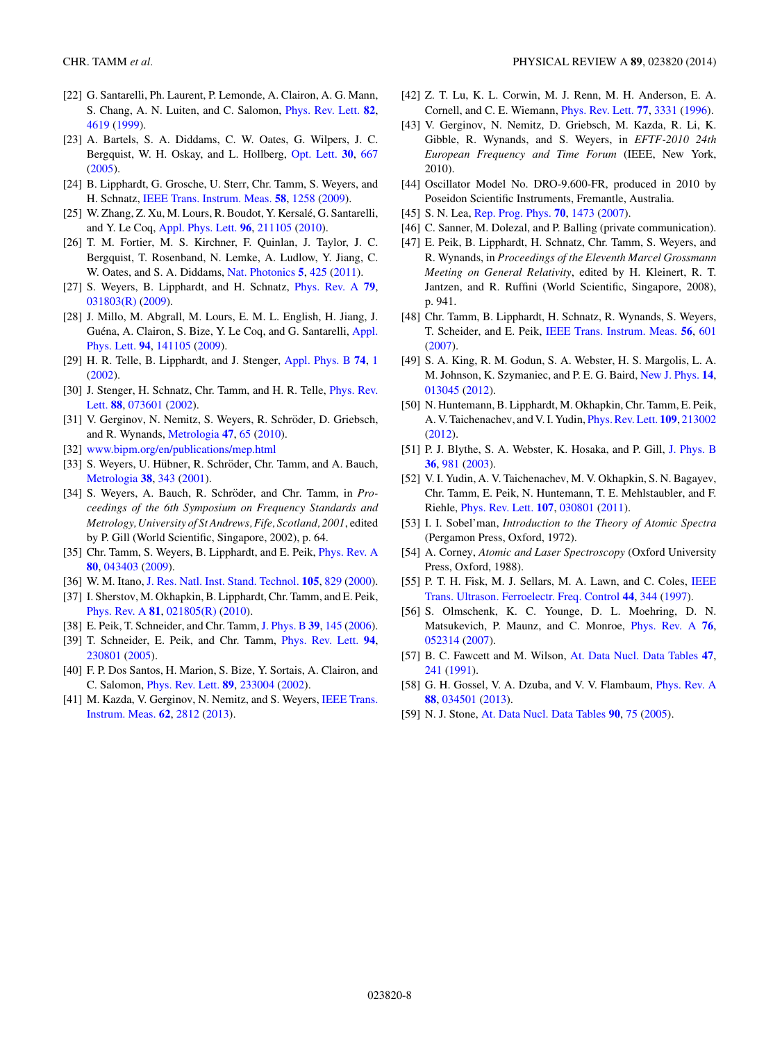[22] G. Santarelli, Ph. Laurent, P. Lemonde, A. Clairon, A. G. Mann, S. Chang, A. N. Luiten, and C. Salomon, Phys. Rev. Lett. **82**, 4619 (1999).

[23] A. Bartels, S. A. Diddams, C. W. Oates, G. Wilpers, J. C. Bergquist, W. H. Oskay, and L. Hollberg, Opt. Lett. **30**, 667 (2005).

[24] B. Lipphardt, G. Grosche, U. Sterr, Chr. Tamm, S. Weyers, and H. Schnatz, IEEE Trans. Instrum. Meas. **58**, 1258 (2009).

[25] W. Zhang, Z. Xu, M. Lours, R. Boudot, Y. Kersalé, G. Santarelli, and Y. Le Coq, Appl. Phys. Lett. **96**, 211105 (2010).

[26] T. M. Fortier, M. S. Kirchner, F. Quinlan, J. Taylor, J. C. Bergquist, T. Rosenband, N. Lemke, A. Ludlow, Y. Jiang, C. W. Oates, and S. A. Diddams, Nat. Photonics **5**, 425 (2011).

[27] S. Weyers, B. Lipphardt, and H. Schnatz, Phys. Rev. A **79**, 031803(R) (2009).

[28] J. Millo, M. Abgrall, M. Lours, E. M. L. English, H. Jiang, J. Guéna, A. Clairon, S. Bize, Y. Le Coq, and G. Santarelli, Appl. Phys. Lett. **94**, 141105 (2009).

[29] H. R. Telle, B. Lipphardt, and J. Stenger, Appl. Phys. B **74**, 1 (2002).

[30] J. Stenger, H. Schnatz, Chr. Tamm, and H. R. Telle, Phys. Rev. Lett. **88**, 073601 (2002).

[31] V. Gerginov, N. Nemitz, S. Weyers, R. Schröder, D. Griebsch, and R. Wynands, Metrologia **47**, 65 (2010).

[32] www.bipm.org/en/publications/mep.html

[33] S. Weyers, U. Hübner, R. Schröder, Chr. Tamm, and A. Bauch, Metrologia **38**, 343 (2001).

[34] S. Weyers, A. Bauch, R. Schröder, and Chr. Tamm, in *Proceedings of the 6th Symposium on Frequency Standards and Metrology, University of St Andrews, Fife, Scotland, 2001*, edited by P. Gill (World Scientific, Singapore, 2002), p. 64.

[35] Chr. Tamm, S. Weyers, B. Lipphardt, and E. Peik, Phys. Rev. A **80**, 043403 (2009).

[36] W. M. Itano, J. Res. Natl. Inst. Stand. Technol. **105**, 829 (2000).

[37] I. Sherstov, M. Okhapkin, B. Lipphardt, Chr. Tamm, and E. Peik, Phys. Rev. A **81**, 021805(R) (2010).

[38] E. Peik, T. Schneider, and Chr. Tamm, J. Phys. B **39**, 145 (2006).

[39] T. Schneider, E. Peik, and Chr. Tamm, Phys. Rev. Lett. **94**, 230801 (2005).

[40] F. P. Dos Santos, H. Marion, S. Bize, Y. Sortais, A. Clairon, and C. Salomon, Phys. Rev. Lett. **89**, 233004 (2002).

[41] M. Kazda, V. Gerginov, N. Nemitz, and S. Weyers, IEEE Trans. Instrum. Meas. **62**, 2812 (2013).

[42] Z. T. Lu, K. L. Corwin, M. J. Renn, M. H. Anderson, E. A. Cornell, and C. E. Wiemann, Phys. Rev. Lett. **77**, 3331 (1996).

[43] V. Gerginov, N. Nemitz, D. Griebsch, M. Kazda, R. Li, K. Gibble, R. Wynands, and S. Weyers, in *EFTF-2010 24th European Frequency and Time Forum* (IEEE, New York, 2010).

[44] Oscillator Model No. DRO-9.600-FR, produced in 2010 by Poseidon Scientific Instruments, Fremantle, Australia.

[45] S. N. Lea, Rep. Prog. Phys. **70**, 1473 (2007).

[46] C. Sanner, M. Dolezal, and P. Balling (private communication).

[47] E. Peik, B. Lipphardt, H. Schnatz, Chr. Tamm, S. Weyers, and R. Wynands, in *Proceedings of the Eleventh Marcel Grossmann Meeting on General Relativity*, edited by H. Kleinert, R. T. Jantzen, and R. Ruffini (World Scientific, Singapore, 2008), p. 941.

[48] Chr. Tamm, B. Lipphardt, H. Schnatz, R. Wynands, S. Weyers, T. Scheider, and E. Peik, IEEE Trans. Instrum. Meas. **56**, 601 (2007).

[49] S. A. King, R. M. Godun, S. A. Webster, H. S. Margolis, L. A. M. Johnson, K. Szymaniec, and P. E. G. Baird, New J. Phys. **14**, 013045 (2012).

[50] N. Huntemann, B. Lipphardt, M. Okhapkin, Chr. Tamm, E. Peik, A. V. Taichenachev, and V. I. Yudin, Phys. Rev. Lett. **109**, 213002 (2012).

[51] P. J. Blythe, S. A. Webster, K. Hosaka, and P. Gill, J. Phys. B **36**, 981 (2003).

[52] V. I. Yudin, A. V. Taichenachev, M. V. Okhapkin, S. N. Bagayev, Chr. Tamm, E. Peik, N. Huntemann, T. E. Mehlstaubler, and F. Riehle, Phys. Rev. Lett. **107**, 030801 (2011).

[53] I. I. Sobel'man, *Introduction to the Theory of Atomic Spectra* (Pergamon Press, Oxford, 1972).

[54] A. Corney, *Atomic and Laser Spectroscopy* (Oxford University Press, Oxford, 1988).

[55] P. T. H. Fisk, M. J. Sellars, M. A. Lawn, and C. Coles, IEEE Trans. Ultrason. Ferroelectr. Freq. Control **44**, 344 (1997).

[56] S. Olmschenk, K. C. Younge, D. L. Moehring, D. N. Matsukevich, P. Maunz, and C. Monroe, Phys. Rev. A **76**, 052314 (2007).

[57] B. C. Fawcett and M. Wilson, At. Data Nucl. Data Tables **47**, 241 (1991).

[58] G. H. Gossel, V. A. Dzuba, and V. V. Flambaum, Phys. Rev. A **88**, 034501 (2013).

[59] N. J. Stone, At. Data Nucl. Data Tables **90**, 75 (2005).